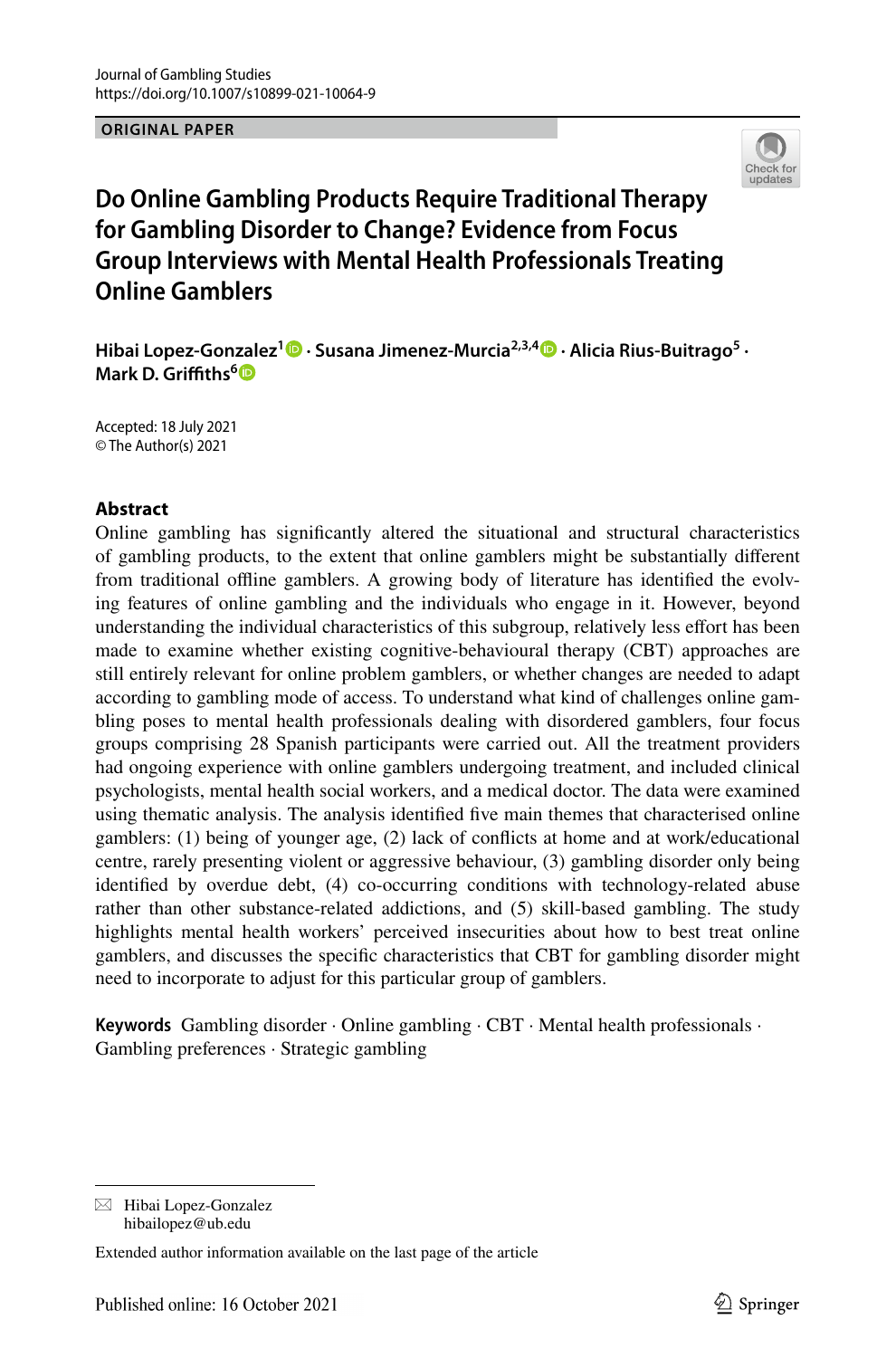ORIGINAL PAPER

# Do Online Gambling Products Require Traditional Therapy for Gambling Disorder to Change? Evidence from Focus Group Interviews with Mental Health Professionals Treating Online Gamblers

**Hibai Lopez-Gonzalez[1] · Susana Jimenez-Murcia[2,3,4] · Alicia Rius-Buitrago[5] · Mark D. Griffiths[6]**

Accepted: 18 July 2021
© The Author(s) 2021

## Abstract

Online gambling has significantly altered the situational and structural characteristics of gambling products, to the extent that online gamblers might be substantially different from traditional offline gamblers. A growing body of literature has identified the evolving features of online gambling and the individuals who engage in it. However, beyond understanding the individual characteristics of this subgroup, relatively less effort has been made to examine whether existing cognitive-behavioural therapy (CBT) approaches are still entirely relevant for online problem gamblers, or whether changes are needed to adapt according to gambling mode of access. To understand what kind of challenges online gambling poses to mental health professionals dealing with disordered gamblers, four focus groups comprising 28 Spanish participants were carried out. All the treatment providers had ongoing experience with online gamblers undergoing treatment, and included clinical psychologists, mental health social workers, and a medical doctor. The data were examined using thematic analysis. The analysis identified five main themes that characterised online gamblers: (1) being of younger age, (2) lack of conflicts at home and at work/educational centre, rarely presenting violent or aggressive behaviour, (3) gambling disorder only being identified by overdue debt, (4) co-occurring conditions with technology-related abuse rather than other substance-related addictions, and (5) skill-based gambling. The study highlights mental health workers' perceived insecurities about how to best treat online gamblers, and discusses the specific characteristics that CBT for gambling disorder might need to incorporate to adjust for this particular group of gamblers.

**Keywords** Gambling disorder · Online gambling · CBT · Mental health professionals · Gambling preferences · Strategic gambling

---

✉ Hibai Lopez-Gonzalez
hibailopez@ub.edu

Extended author information available on the last page of the article

Published online: 16 October 2021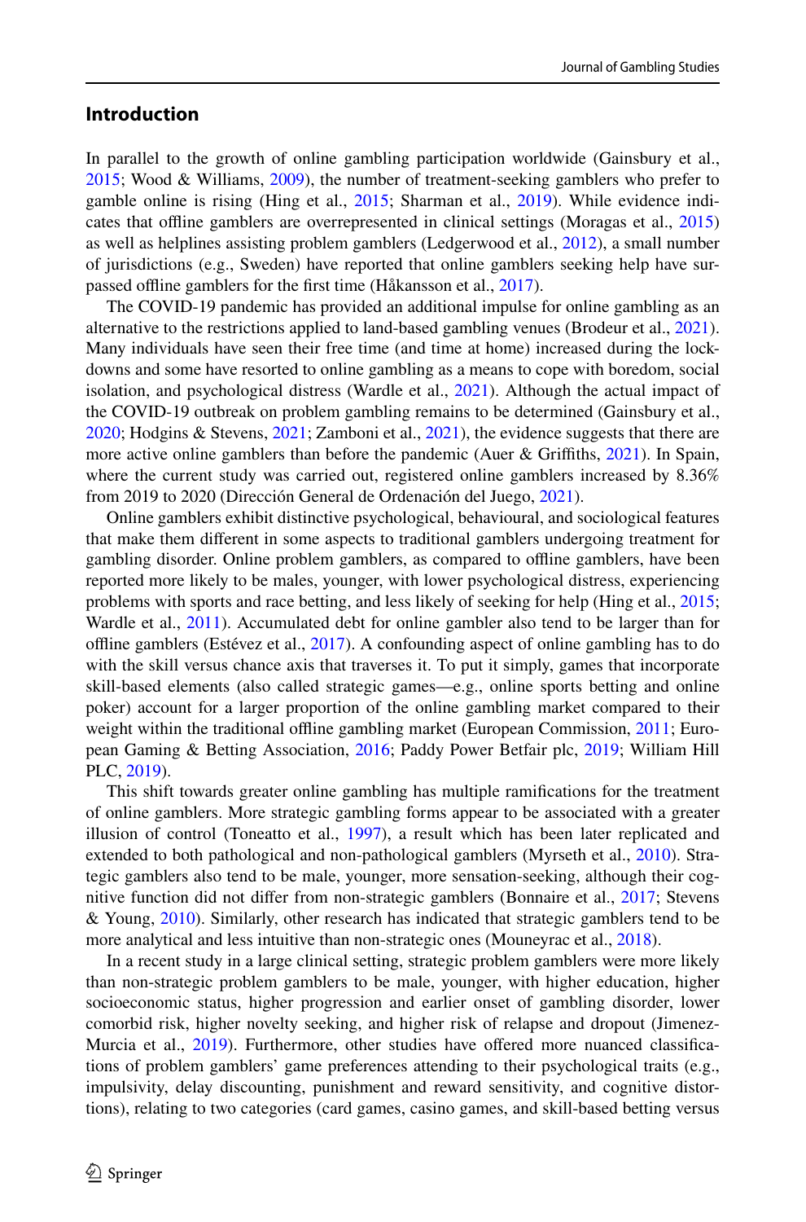## Introduction

In parallel to the growth of online gambling participation worldwide (Gainsbury et al., 2015; Wood & Williams, 2009), the number of treatment-seeking gamblers who prefer to gamble online is rising (Hing et al., 2015; Sharman et al., 2019). While evidence indicates that offline gamblers are overrepresented in clinical settings (Moragas et al., 2015) as well as helplines assisting problem gamblers (Ledgerwood et al., 2012), a small number of jurisdictions (e.g., Sweden) have reported that online gamblers seeking help have surpassed offline gamblers for the first time (Håkansson et al., 2017).

The COVID-19 pandemic has provided an additional impulse for online gambling as an alternative to the restrictions applied to land-based gambling venues (Brodeur et al., 2021). Many individuals have seen their free time (and time at home) increased during the lockdowns and some have resorted to online gambling as a means to cope with boredom, social isolation, and psychological distress (Wardle et al., 2021). Although the actual impact of the COVID-19 outbreak on problem gambling remains to be determined (Gainsbury et al., 2020; Hodgins & Stevens, 2021; Zamboni et al., 2021), the evidence suggests that there are more active online gamblers than before the pandemic (Auer & Griffiths, 2021). In Spain, where the current study was carried out, registered online gamblers increased by 8.36% from 2019 to 2020 (Dirección General de Ordenación del Juego, 2021).

Online gamblers exhibit distinctive psychological, behavioural, and sociological features that make them different in some aspects to traditional gamblers undergoing treatment for gambling disorder. Online problem gamblers, as compared to offline gamblers, have been reported more likely to be males, younger, with lower psychological distress, experiencing problems with sports and race betting, and less likely of seeking for help (Hing et al., 2015; Wardle et al., 2011). Accumulated debt for online gambler also tend to be larger than for offline gamblers (Estévez et al., 2017). A confounding aspect of online gambling has to do with the skill versus chance axis that traverses it. To put it simply, games that incorporate skill-based elements (also called strategic games—e.g., online sports betting and online poker) account for a larger proportion of the online gambling market compared to their weight within the traditional offline gambling market (European Commission, 2011; European Gaming & Betting Association, 2016; Paddy Power Betfair plc, 2019; William Hill PLC, 2019).

This shift towards greater online gambling has multiple ramifications for the treatment of online gamblers. More strategic gambling forms appear to be associated with a greater illusion of control (Toneatto et al., 1997), a result which has been later replicated and extended to both pathological and non-pathological gamblers (Myrseth et al., 2010). Strategic gamblers also tend to be male, younger, more sensation-seeking, although their cognitive function did not differ from non-strategic gamblers (Bonnaire et al., 2017; Stevens & Young, 2010). Similarly, other research has indicated that strategic gamblers tend to be more analytical and less intuitive than non-strategic ones (Mouneyrac et al., 2018).

In a recent study in a large clinical setting, strategic problem gamblers were more likely than non-strategic problem gamblers to be male, younger, with higher education, higher socioeconomic status, higher progression and earlier onset of gambling disorder, lower comorbid risk, higher novelty seeking, and higher risk of relapse and dropout (Jimenez-Murcia et al., 2019). Furthermore, other studies have offered more nuanced classifications of problem gamblers' game preferences attending to their psychological traits (e.g., impulsivity, delay discounting, punishment and reward sensitivity, and cognitive distortions), relating to two categories (card games, casino games, and skill-based betting versus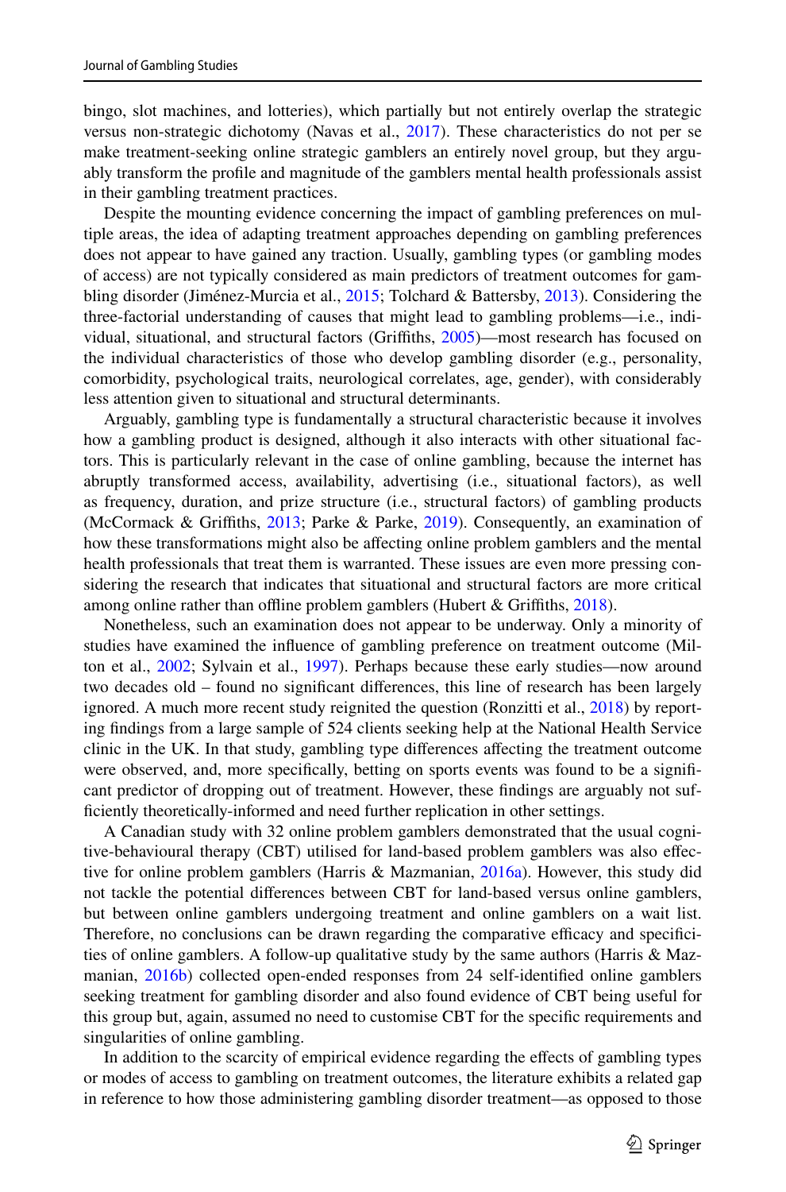bingo, slot machines, and lotteries), which partially but not entirely overlap the strategic versus non-strategic dichotomy (Navas et al., 2017). These characteristics do not per se make treatment-seeking online strategic gamblers an entirely novel group, but they arguably transform the profile and magnitude of the gamblers mental health professionals assist in their gambling treatment practices.

Despite the mounting evidence concerning the impact of gambling preferences on multiple areas, the idea of adapting treatment approaches depending on gambling preferences does not appear to have gained any traction. Usually, gambling types (or gambling modes of access) are not typically considered as main predictors of treatment outcomes for gambling disorder (Jiménez-Murcia et al., 2015; Tolchard & Battersby, 2013). Considering the three-factorial understanding of causes that might lead to gambling problems—i.e., individual, situational, and structural factors (Griffiths, 2005)—most research has focused on the individual characteristics of those who develop gambling disorder (e.g., personality, comorbidity, psychological traits, neurological correlates, age, gender), with considerably less attention given to situational and structural determinants.

Arguably, gambling type is fundamentally a structural characteristic because it involves how a gambling product is designed, although it also interacts with other situational factors. This is particularly relevant in the case of online gambling, because the internet has abruptly transformed access, availability, advertising (i.e., situational factors), as well as frequency, duration, and prize structure (i.e., structural factors) of gambling products (McCormack & Griffiths, 2013; Parke & Parke, 2019). Consequently, an examination of how these transformations might also be affecting online problem gamblers and the mental health professionals that treat them is warranted. These issues are even more pressing considering the research that indicates that situational and structural factors are more critical among online rather than offline problem gamblers (Hubert & Griffiths, 2018).

Nonetheless, such an examination does not appear to be underway. Only a minority of studies have examined the influence of gambling preference on treatment outcome (Milton et al., 2002; Sylvain et al., 1997). Perhaps because these early studies—now around two decades old – found no significant differences, this line of research has been largely ignored. A much more recent study reignited the question (Ronzitti et al., 2018) by reporting findings from a large sample of 524 clients seeking help at the National Health Service clinic in the UK. In that study, gambling type differences affecting the treatment outcome were observed, and, more specifically, betting on sports events was found to be a significant predictor of dropping out of treatment. However, these findings are arguably not sufficiently theoretically-informed and need further replication in other settings.

A Canadian study with 32 online problem gamblers demonstrated that the usual cognitive-behavioural therapy (CBT) utilised for land-based problem gamblers was also effective for online problem gamblers (Harris & Mazmanian, 2016a). However, this study did not tackle the potential differences between CBT for land-based versus online gamblers, but between online gamblers undergoing treatment and online gamblers on a wait list. Therefore, no conclusions can be drawn regarding the comparative efficacy and specificities of online gamblers. A follow-up qualitative study by the same authors (Harris & Mazmanian, 2016b) collected open-ended responses from 24 self-identified online gamblers seeking treatment for gambling disorder and also found evidence of CBT being useful for this group but, again, assumed no need to customise CBT for the specific requirements and singularities of online gambling.

In addition to the scarcity of empirical evidence regarding the effects of gambling types or modes of access to gambling on treatment outcomes, the literature exhibits a related gap in reference to how those administering gambling disorder treatment—as opposed to those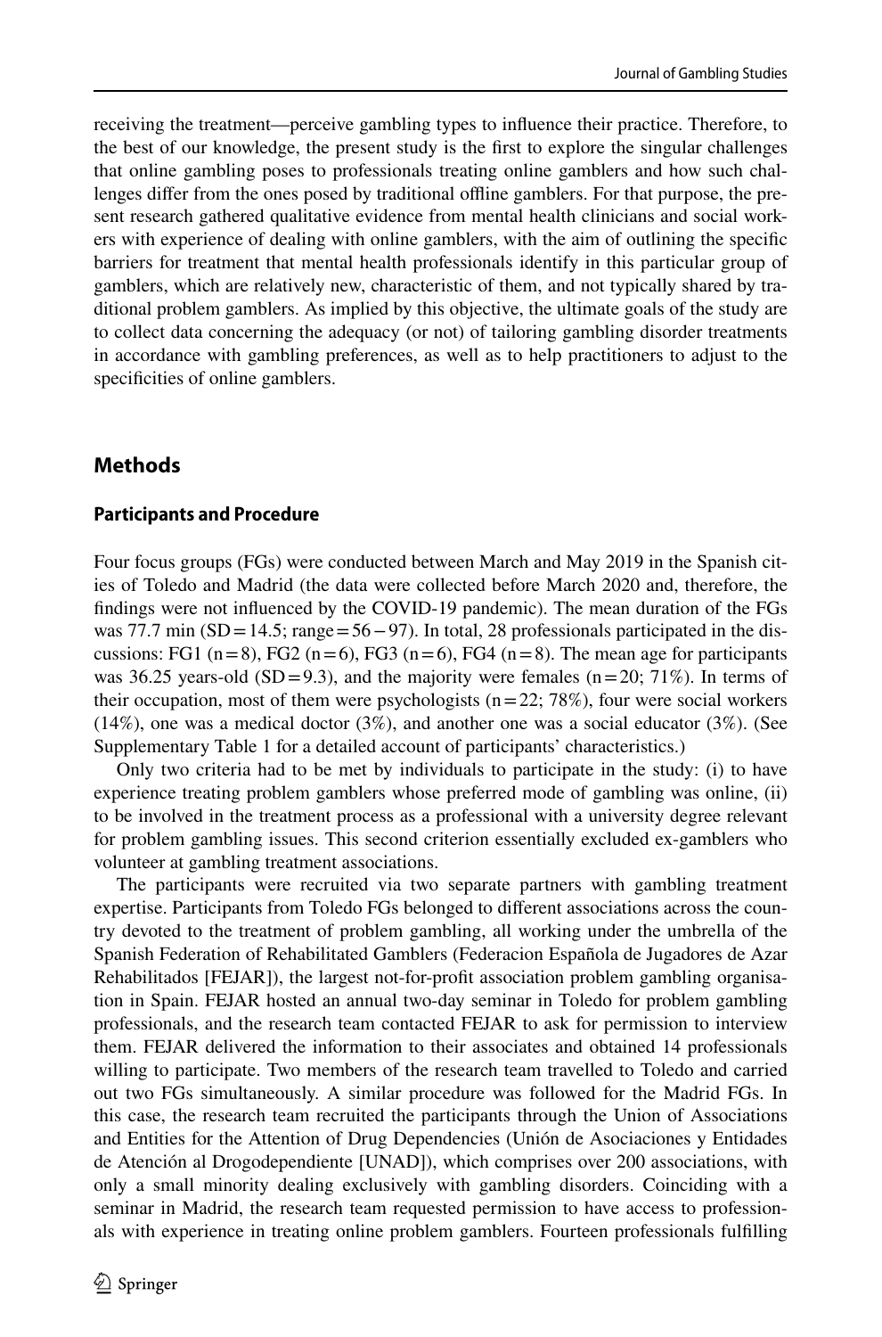receiving the treatment—perceive gambling types to influence their practice. Therefore, to the best of our knowledge, the present study is the first to explore the singular challenges that online gambling poses to professionals treating online gamblers and how such challenges differ from the ones posed by traditional offline gamblers. For that purpose, the present research gathered qualitative evidence from mental health clinicians and social workers with experience of dealing with online gamblers, with the aim of outlining the specific barriers for treatment that mental health professionals identify in this particular group of gamblers, which are relatively new, characteristic of them, and not typically shared by traditional problem gamblers. As implied by this objective, the ultimate goals of the study are to collect data concerning the adequacy (or not) of tailoring gambling disorder treatments in accordance with gambling preferences, as well as to help practitioners to adjust to the specificities of online gamblers.

## Methods

### Participants and Procedure

Four focus groups (FGs) were conducted between March and May 2019 in the Spanish cities of Toledo and Madrid (the data were collected before March 2020 and, therefore, the findings were not influenced by the COVID-19 pandemic). The mean duration of the FGs was 77.7 min (SD = 14.5; range = 56 − 97). In total, 28 professionals participated in the discussions: FG1 (n = 8), FG2 (n = 6), FG3 (n = 6), FG4 (n = 8). The mean age for participants was 36.25 years-old (SD = 9.3), and the majority were females (n = 20; 71%). In terms of their occupation, most of them were psychologists (n = 22; 78%), four were social workers (14%), one was a medical doctor (3%), and another one was a social educator (3%). (See Supplementary Table 1 for a detailed account of participants' characteristics.)

Only two criteria had to be met by individuals to participate in the study: (i) to have experience treating problem gamblers whose preferred mode of gambling was online, (ii) to be involved in the treatment process as a professional with a university degree relevant for problem gambling issues. This second criterion essentially excluded ex-gamblers who volunteer at gambling treatment associations.

The participants were recruited via two separate partners with gambling treatment expertise. Participants from Toledo FGs belonged to different associations across the country devoted to the treatment of problem gambling, all working under the umbrella of the Spanish Federation of Rehabilitated Gamblers (Federacion Española de Jugadores de Azar Rehabilitados [FEJAR]), the largest not-for-profit association problem gambling organisation in Spain. FEJAR hosted an annual two-day seminar in Toledo for problem gambling professionals, and the research team contacted FEJAR to ask for permission to interview them. FEJAR delivered the information to their associates and obtained 14 professionals willing to participate. Two members of the research team travelled to Toledo and carried out two FGs simultaneously. A similar procedure was followed for the Madrid FGs. In this case, the research team recruited the participants through the Union of Associations and Entities for the Attention of Drug Dependencies (Unión de Asociaciones y Entidades de Atención al Drogodependiente [UNAD]), which comprises over 200 associations, with only a small minority dealing exclusively with gambling disorders. Coinciding with a seminar in Madrid, the research team requested permission to have access to professionals with experience in treating online problem gamblers. Fourteen professionals fulfilling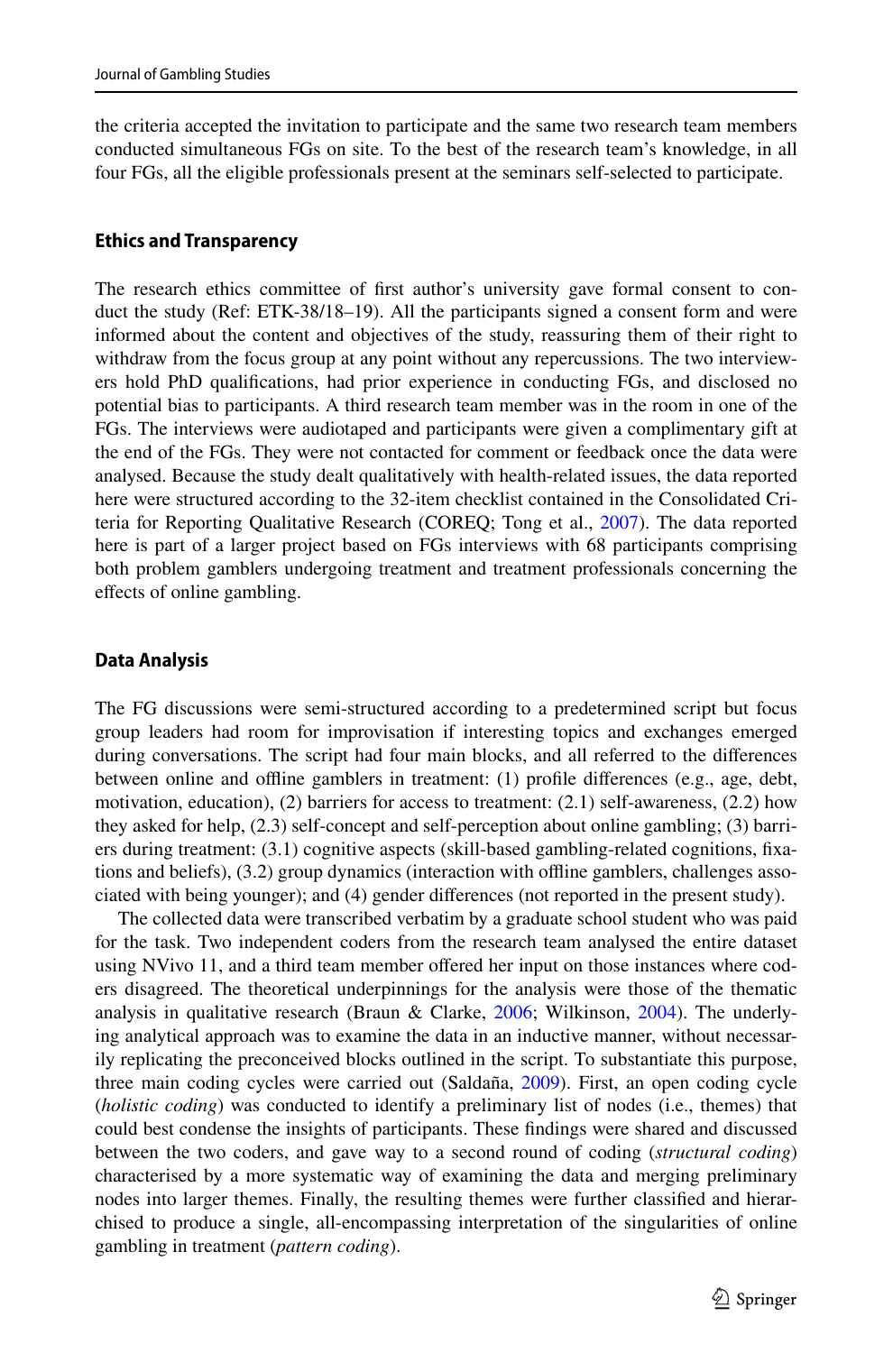the criteria accepted the invitation to participate and the same two research team members conducted simultaneous FGs on site. To the best of the research team's knowledge, in all four FGs, all the eligible professionals present at the seminars self-selected to participate.

### Ethics and Transparency

The research ethics committee of first author's university gave formal consent to conduct the study (Ref: ETK-38/18–19). All the participants signed a consent form and were informed about the content and objectives of the study, reassuring them of their right to withdraw from the focus group at any point without any repercussions. The two interviewers hold PhD qualifications, had prior experience in conducting FGs, and disclosed no potential bias to participants. A third research team member was in the room in one of the FGs. The interviews were audiotaped and participants were given a complimentary gift at the end of the FGs. They were not contacted for comment or feedback once the data were analysed. Because the study dealt qualitatively with health-related issues, the data reported here were structured according to the 32-item checklist contained in the Consolidated Criteria for Reporting Qualitative Research (COREQ; Tong et al., 2007). The data reported here is part of a larger project based on FGs interviews with 68 participants comprising both problem gamblers undergoing treatment and treatment professionals concerning the effects of online gambling.

### Data Analysis

The FG discussions were semi-structured according to a predetermined script but focus group leaders had room for improvisation if interesting topics and exchanges emerged during conversations. The script had four main blocks, and all referred to the differences between online and offline gamblers in treatment: (1) profile differences (e.g., age, debt, motivation, education), (2) barriers for access to treatment: (2.1) self-awareness, (2.2) how they asked for help, (2.3) self-concept and self-perception about online gambling; (3) barriers during treatment: (3.1) cognitive aspects (skill-based gambling-related cognitions, fixations and beliefs), (3.2) group dynamics (interaction with offline gamblers, challenges associated with being younger); and (4) gender differences (not reported in the present study).

The collected data were transcribed verbatim by a graduate school student who was paid for the task. Two independent coders from the research team analysed the entire dataset using NVivo 11, and a third team member offered her input on those instances where coders disagreed. The theoretical underpinnings for the analysis were those of the thematic analysis in qualitative research (Braun & Clarke, 2006; Wilkinson, 2004). The underlying analytical approach was to examine the data in an inductive manner, without necessarily replicating the preconceived blocks outlined in the script. To substantiate this purpose, three main coding cycles were carried out (Saldaña, 2009). First, an open coding cycle (*holistic coding*) was conducted to identify a preliminary list of nodes (i.e., themes) that could best condense the insights of participants. These findings were shared and discussed between the two coders, and gave way to a second round of coding (*structural coding*) characterised by a more systematic way of examining the data and merging preliminary nodes into larger themes. Finally, the resulting themes were further classified and hierarchised to produce a single, all-encompassing interpretation of the singularities of online gambling in treatment (*pattern coding*).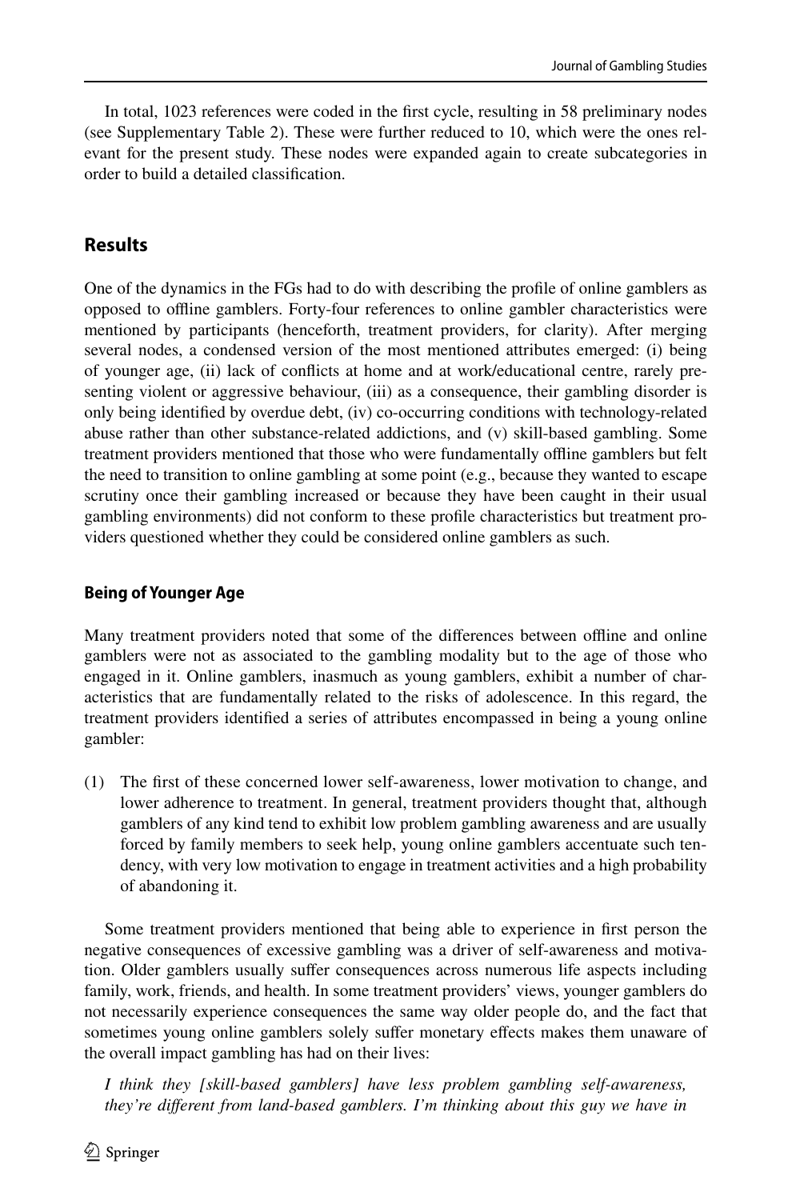In total, 1023 references were coded in the first cycle, resulting in 58 preliminary nodes (see Supplementary Table 2). These were further reduced to 10, which were the ones relevant for the present study. These nodes were expanded again to create subcategories in order to build a detailed classification.

## Results

One of the dynamics in the FGs had to do with describing the profile of online gamblers as opposed to offline gamblers. Forty-four references to online gambler characteristics were mentioned by participants (henceforth, treatment providers, for clarity). After merging several nodes, a condensed version of the most mentioned attributes emerged: (i) being of younger age, (ii) lack of conflicts at home and at work/educational centre, rarely presenting violent or aggressive behaviour, (iii) as a consequence, their gambling disorder is only being identified by overdue debt, (iv) co-occurring conditions with technology-related abuse rather than other substance-related addictions, and (v) skill-based gambling. Some treatment providers mentioned that those who were fundamentally offline gamblers but felt the need to transition to online gambling at some point (e.g., because they wanted to escape scrutiny once their gambling increased or because they have been caught in their usual gambling environments) did not conform to these profile characteristics but treatment providers questioned whether they could be considered online gamblers as such.

### Being of Younger Age

Many treatment providers noted that some of the differences between offline and online gamblers were not as associated to the gambling modality but to the age of those who engaged in it. Online gamblers, inasmuch as young gamblers, exhibit a number of characteristics that are fundamentally related to the risks of adolescence. In this regard, the treatment providers identified a series of attributes encompassed in being a young online gambler:

(1) The first of these concerned lower self-awareness, lower motivation to change, and lower adherence to treatment. In general, treatment providers thought that, although gamblers of any kind tend to exhibit low problem gambling awareness and are usually forced by family members to seek help, young online gamblers accentuate such tendency, with very low motivation to engage in treatment activities and a high probability of abandoning it.

Some treatment providers mentioned that being able to experience in first person the negative consequences of excessive gambling was a driver of self-awareness and motivation. Older gamblers usually suffer consequences across numerous life aspects including family, work, friends, and health. In some treatment providers' views, younger gamblers do not necessarily experience consequences the same way older people do, and the fact that sometimes young online gamblers solely suffer monetary effects makes them unaware of the overall impact gambling has had on their lives:

*I think they [skill-based gamblers] have less problem gambling self-awareness, they're different from land-based gamblers. I'm thinking about this guy we have in*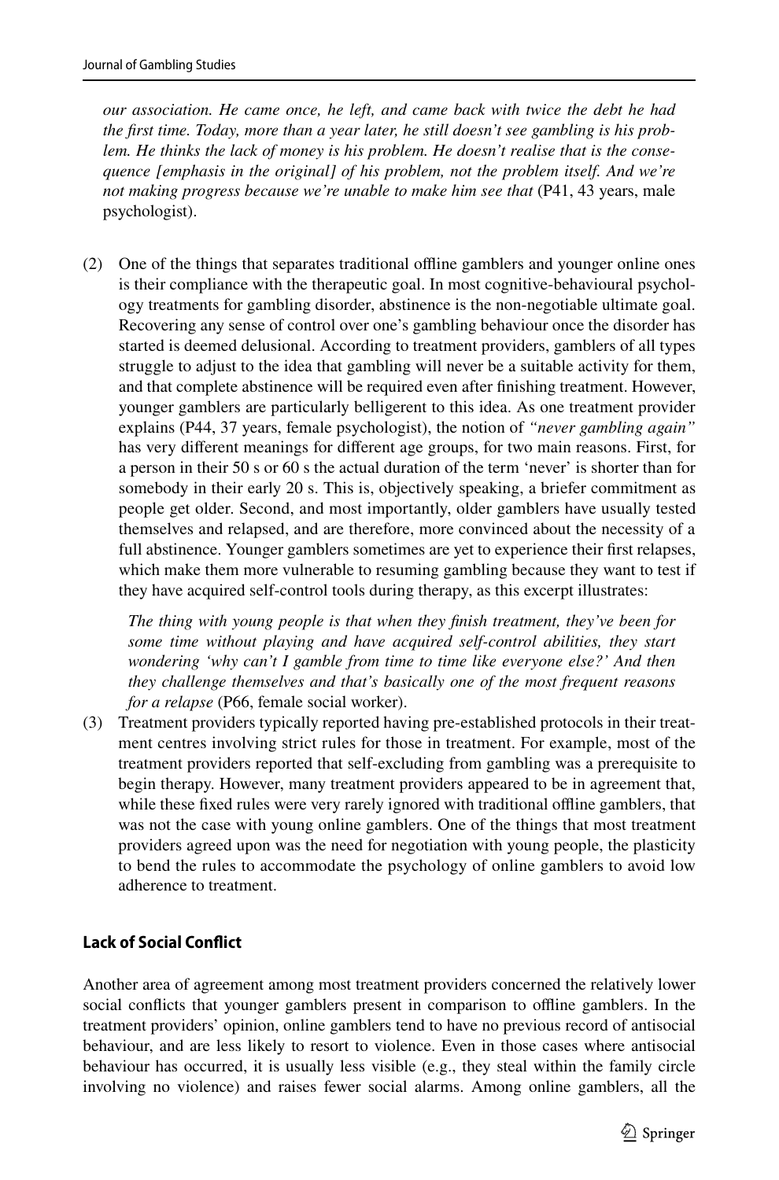*our association. He came once, he left, and came back with twice the debt he had the first time. Today, more than a year later, he still doesn't see gambling is his problem. He thinks the lack of money is his problem. He doesn't realise that is the consequence [emphasis in the original] of his problem, not the problem itself. And we're not making progress because we're unable to make him see that* (P41, 43 years, male psychologist).

(2) One of the things that separates traditional offline gamblers and younger online ones is their compliance with the therapeutic goal. In most cognitive-behavioural psychology treatments for gambling disorder, abstinence is the non-negotiable ultimate goal. Recovering any sense of control over one's gambling behaviour once the disorder has started is deemed delusional. According to treatment providers, gamblers of all types struggle to adjust to the idea that gambling will never be a suitable activity for them, and that complete abstinence will be required even after finishing treatment. However, younger gamblers are particularly belligerent to this idea. As one treatment provider explains (P44, 37 years, female psychologist), the notion of *"never gambling again"* has very different meanings for different age groups, for two main reasons. First, for a person in their 50 s or 60 s the actual duration of the term 'never' is shorter than for somebody in their early 20 s. This is, objectively speaking, a briefer commitment as people get older. Second, and most importantly, older gamblers have usually tested themselves and relapsed, and are therefore, more convinced about the necessity of a full abstinence. Younger gamblers sometimes are yet to experience their first relapses, which make them more vulnerable to resuming gambling because they want to test if they have acquired self-control tools during therapy, as this excerpt illustrates:

   *The thing with young people is that when they finish treatment, they've been for some time without playing and have acquired self-control abilities, they start wondering 'why can't I gamble from time to time like everyone else?' And then they challenge themselves and that's basically one of the most frequent reasons for a relapse* (P66, female social worker).

(3) Treatment providers typically reported having pre-established protocols in their treatment centres involving strict rules for those in treatment. For example, most of the treatment providers reported that self-excluding from gambling was a prerequisite to begin therapy. However, many treatment providers appeared to be in agreement that, while these fixed rules were very rarely ignored with traditional offline gamblers, that was not the case with young online gamblers. One of the things that most treatment providers agreed upon was the need for negotiation with young people, the plasticity to bend the rules to accommodate the psychology of online gamblers to avoid low adherence to treatment.

### Lack of Social Conflict

Another area of agreement among most treatment providers concerned the relatively lower social conflicts that younger gamblers present in comparison to offline gamblers. In the treatment providers' opinion, online gamblers tend to have no previous record of antisocial behaviour, and are less likely to resort to violence. Even in those cases where antisocial behaviour has occurred, it is usually less visible (e.g., they steal within the family circle involving no violence) and raises fewer social alarms. Among online gamblers, all the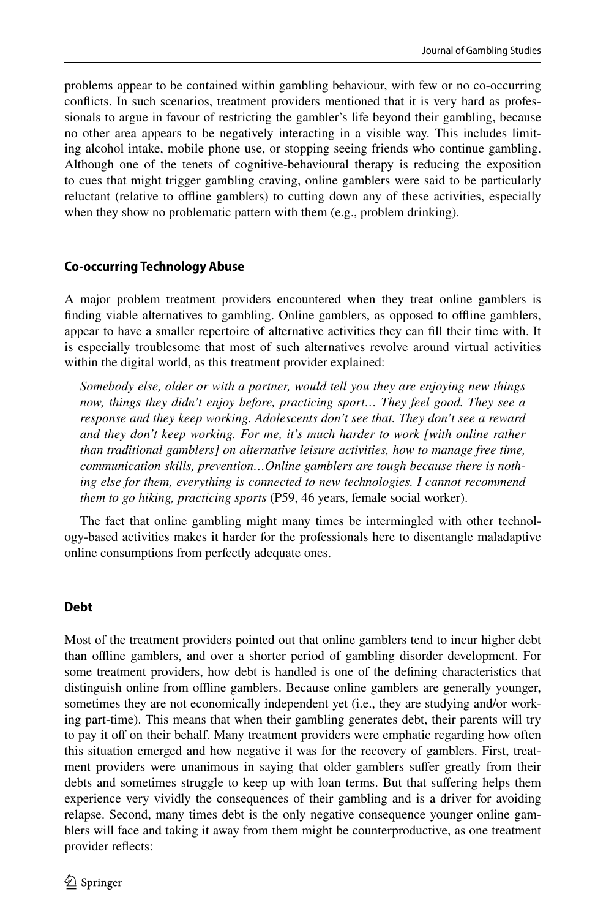problems appear to be contained within gambling behaviour, with few or no co-occurring conflicts. In such scenarios, treatment providers mentioned that it is very hard as professionals to argue in favour of restricting the gambler's life beyond their gambling, because no other area appears to be negatively interacting in a visible way. This includes limiting alcohol intake, mobile phone use, or stopping seeing friends who continue gambling. Although one of the tenets of cognitive-behavioural therapy is reducing the exposition to cues that might trigger gambling craving, online gamblers were said to be particularly reluctant (relative to offline gamblers) to cutting down any of these activities, especially when they show no problematic pattern with them (e.g., problem drinking).

### Co-occurring Technology Abuse

A major problem treatment providers encountered when they treat online gamblers is finding viable alternatives to gambling. Online gamblers, as opposed to offline gamblers, appear to have a smaller repertoire of alternative activities they can fill their time with. It is especially troublesome that most of such alternatives revolve around virtual activities within the digital world, as this treatment provider explained:

> *Somebody else, older or with a partner, would tell you they are enjoying new things now, things they didn't enjoy before, practicing sport… They feel good. They see a response and they keep working. Adolescents don't see that. They don't see a reward and they don't keep working. For me, it's much harder to work [with online rather than traditional gamblers] on alternative leisure activities, how to manage free time, communication skills, prevention…Online gamblers are tough because there is nothing else for them, everything is connected to new technologies. I cannot recommend them to go hiking, practicing sports* (P59, 46 years, female social worker).

The fact that online gambling might many times be intermingled with other technology-based activities makes it harder for the professionals here to disentangle maladaptive online consumptions from perfectly adequate ones.

### Debt

Most of the treatment providers pointed out that online gamblers tend to incur higher debt than offline gamblers, and over a shorter period of gambling disorder development. For some treatment providers, how debt is handled is one of the defining characteristics that distinguish online from offline gamblers. Because online gamblers are generally younger, sometimes they are not economically independent yet (i.e., they are studying and/or working part-time). This means that when their gambling generates debt, their parents will try to pay it off on their behalf. Many treatment providers were emphatic regarding how often this situation emerged and how negative it was for the recovery of gamblers. First, treatment providers were unanimous in saying that older gamblers suffer greatly from their debts and sometimes struggle to keep up with loan terms. But that suffering helps them experience very vividly the consequences of their gambling and is a driver for avoiding relapse. Second, many times debt is the only negative consequence younger online gamblers will face and taking it away from them might be counterproductive, as one treatment provider reflects: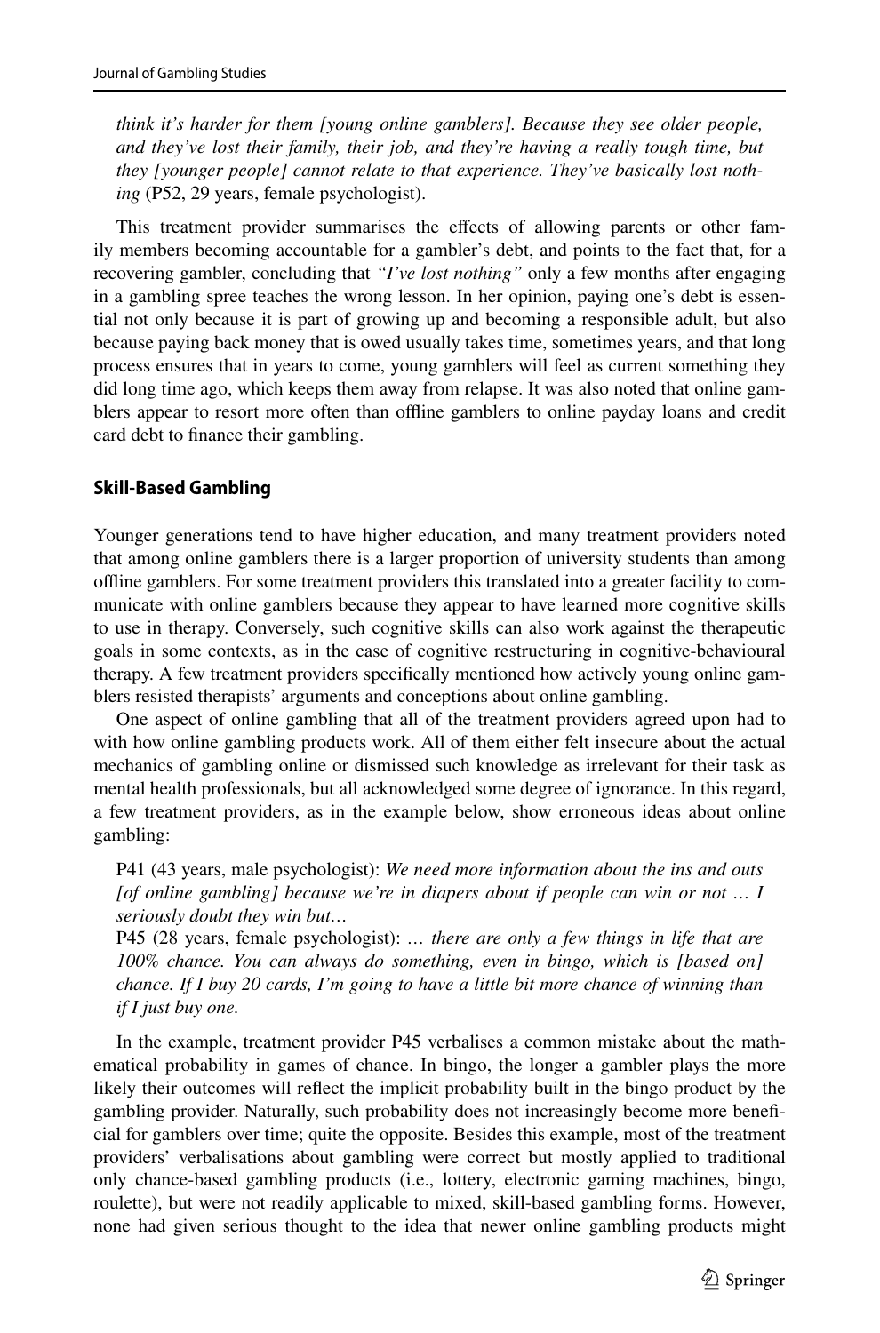*think it's harder for them [young online gamblers]. Because they see older people, and they've lost their family, their job, and they're having a really tough time, but they [younger people] cannot relate to that experience. They've basically lost nothing* (P52, 29 years, female psychologist).

This treatment provider summarises the effects of allowing parents or other family members becoming accountable for a gambler's debt, and points to the fact that, for a recovering gambler, concluding that *"I've lost nothing"* only a few months after engaging in a gambling spree teaches the wrong lesson. In her opinion, paying one's debt is essential not only because it is part of growing up and becoming a responsible adult, but also because paying back money that is owed usually takes time, sometimes years, and that long process ensures that in years to come, young gamblers will feel as current something they did long time ago, which keeps them away from relapse. It was also noted that online gamblers appear to resort more often than offline gamblers to online payday loans and credit card debt to finance their gambling.

### Skill-Based Gambling

Younger generations tend to have higher education, and many treatment providers noted that among online gamblers there is a larger proportion of university students than among offline gamblers. For some treatment providers this translated into a greater facility to communicate with online gamblers because they appear to have learned more cognitive skills to use in therapy. Conversely, such cognitive skills can also work against the therapeutic goals in some contexts, as in the case of cognitive restructuring in cognitive-behavioural therapy. A few treatment providers specifically mentioned how actively young online gamblers resisted therapists' arguments and conceptions about online gambling.

One aspect of online gambling that all of the treatment providers agreed upon had to with how online gambling products work. All of them either felt insecure about the actual mechanics of gambling online or dismissed such knowledge as irrelevant for their task as mental health professionals, but all acknowledged some degree of ignorance. In this regard, a few treatment providers, as in the example below, show erroneous ideas about online gambling:

> P41 (43 years, male psychologist): *We need more information about the ins and outs [of online gambling] because we're in diapers about if people can win or not … I seriously doubt they win but…*
>
> P45 (28 years, female psychologist): *… there are only a few things in life that are 100% chance. You can always do something, even in bingo, which is [based on] chance. If I buy 20 cards, I'm going to have a little bit more chance of winning than if I just buy one.*

In the example, treatment provider P45 verbalises a common mistake about the mathematical probability in games of chance. In bingo, the longer a gambler plays the more likely their outcomes will reflect the implicit probability built in the bingo product by the gambling provider. Naturally, such probability does not increasingly become more beneficial for gamblers over time; quite the opposite. Besides this example, most of the treatment providers' verbalisations about gambling were correct but mostly applied to traditional only chance-based gambling products (i.e., lottery, electronic gaming machines, bingo, roulette), but were not readily applicable to mixed, skill-based gambling forms. However, none had given serious thought to the idea that newer online gambling products might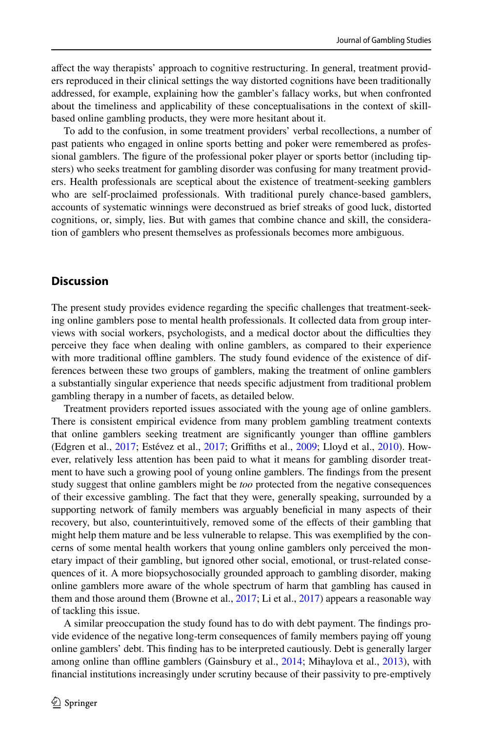affect the way therapists' approach to cognitive restructuring. In general, treatment providers reproduced in their clinical settings the way distorted cognitions have been traditionally addressed, for example, explaining how the gambler's fallacy works, but when confronted about the timeliness and applicability of these conceptualisations in the context of skill-based online gambling products, they were more hesitant about it.

To add to the confusion, in some treatment providers' verbal recollections, a number of past patients who engaged in online sports betting and poker were remembered as professional gamblers. The figure of the professional poker player or sports bettor (including tipsters) who seeks treatment for gambling disorder was confusing for many treatment providers. Health professionals are sceptical about the existence of treatment-seeking gamblers who are self-proclaimed professionals. With traditional purely chance-based gamblers, accounts of systematic winnings were deconstrued as brief streaks of good luck, distorted cognitions, or, simply, lies. But with games that combine chance and skill, the consideration of gamblers who present themselves as professionals becomes more ambiguous.

## Discussion

The present study provides evidence regarding the specific challenges that treatment-seeking online gamblers pose to mental health professionals. It collected data from group interviews with social workers, psychologists, and a medical doctor about the difficulties they perceive they face when dealing with online gamblers, as compared to their experience with more traditional offline gamblers. The study found evidence of the existence of differences between these two groups of gamblers, making the treatment of online gamblers a substantially singular experience that needs specific adjustment from traditional problem gambling therapy in a number of facets, as detailed below.

Treatment providers reported issues associated with the young age of online gamblers. There is consistent empirical evidence from many problem gambling treatment contexts that online gamblers seeking treatment are significantly younger than offline gamblers (Edgren et al., 2017; Estévez et al., 2017; Griffiths et al., 2009; Lloyd et al., 2010). However, relatively less attention has been paid to what it means for gambling disorder treatment to have such a growing pool of young online gamblers. The findings from the present study suggest that online gamblers might be *too* protected from the negative consequences of their excessive gambling. The fact that they were, generally speaking, surrounded by a supporting network of family members was arguably beneficial in many aspects of their recovery, but also, counterintuitively, removed some of the effects of their gambling that might help them mature and be less vulnerable to relapse. This was exemplified by the concerns of some mental health workers that young online gamblers only perceived the monetary impact of their gambling, but ignored other social, emotional, or trust-related consequences of it. A more biopsychosocially grounded approach to gambling disorder, making online gamblers more aware of the whole spectrum of harm that gambling has caused in them and those around them (Browne et al., 2017; Li et al., 2017) appears a reasonable way of tackling this issue.

A similar preoccupation the study found has to do with debt payment. The findings provide evidence of the negative long-term consequences of family members paying off young online gamblers' debt. This finding has to be interpreted cautiously. Debt is generally larger among online than offline gamblers (Gainsbury et al., 2014; Mihaylova et al., 2013), with financial institutions increasingly under scrutiny because of their passivity to pre-emptively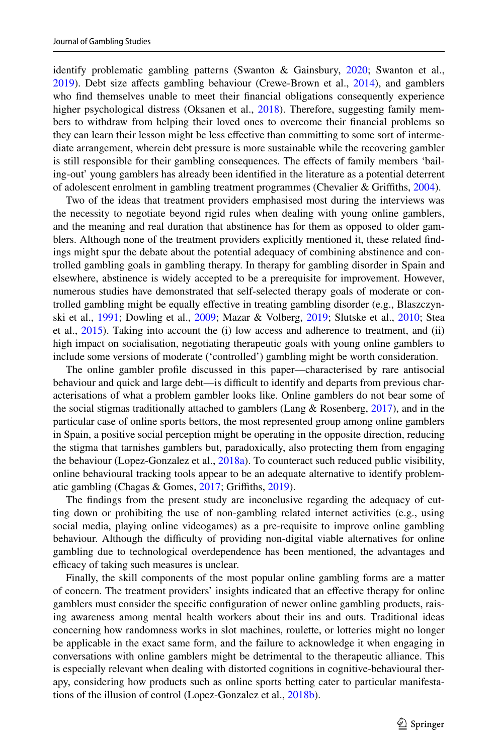identify problematic gambling patterns (Swanton & Gainsbury, 2020; Swanton et al., 2019). Debt size affects gambling behaviour (Crewe-Brown et al., 2014), and gamblers who find themselves unable to meet their financial obligations consequently experience higher psychological distress (Oksanen et al., 2018). Therefore, suggesting family members to withdraw from helping their loved ones to overcome their financial problems so they can learn their lesson might be less effective than committing to some sort of intermediate arrangement, wherein debt pressure is more sustainable while the recovering gambler is still responsible for their gambling consequences. The effects of family members 'bailing-out' young gamblers has already been identified in the literature as a potential deterrent of adolescent enrolment in gambling treatment programmes (Chevalier & Griffiths, 2004).

Two of the ideas that treatment providers emphasised most during the interviews was the necessity to negotiate beyond rigid rules when dealing with young online gamblers, and the meaning and real duration that abstinence has for them as opposed to older gamblers. Although none of the treatment providers explicitly mentioned it, these related findings might spur the debate about the potential adequacy of combining abstinence and controlled gambling goals in gambling therapy. In therapy for gambling disorder in Spain and elsewhere, abstinence is widely accepted to be a prerequisite for improvement. However, numerous studies have demonstrated that self-selected therapy goals of moderate or controlled gambling might be equally effective in treating gambling disorder (e.g., Blaszczynski et al., 1991; Dowling et al., 2009; Mazar & Volberg, 2019; Slutske et al., 2010; Stea et al., 2015). Taking into account the (i) low access and adherence to treatment, and (ii) high impact on socialisation, negotiating therapeutic goals with young online gamblers to include some versions of moderate ('controlled') gambling might be worth consideration.

The online gambler profile discussed in this paper—characterised by rare antisocial behaviour and quick and large debt—is difficult to identify and departs from previous characterisations of what a problem gambler looks like. Online gamblers do not bear some of the social stigmas traditionally attached to gamblers (Lang & Rosenberg, 2017), and in the particular case of online sports bettors, the most represented group among online gamblers in Spain, a positive social perception might be operating in the opposite direction, reducing the stigma that tarnishes gamblers but, paradoxically, also protecting them from engaging the behaviour (Lopez-Gonzalez et al., 2018a). To counteract such reduced public visibility, online behavioural tracking tools appear to be an adequate alternative to identify problematic gambling (Chagas & Gomes, 2017; Griffiths, 2019).

The findings from the present study are inconclusive regarding the adequacy of cutting down or prohibiting the use of non-gambling related internet activities (e.g., using social media, playing online videogames) as a pre-requisite to improve online gambling behaviour. Although the difficulty of providing non-digital viable alternatives for online gambling due to technological overdependence has been mentioned, the advantages and efficacy of taking such measures is unclear.

Finally, the skill components of the most popular online gambling forms are a matter of concern. The treatment providers' insights indicated that an effective therapy for online gamblers must consider the specific configuration of newer online gambling products, raising awareness among mental health workers about their ins and outs. Traditional ideas concerning how randomness works in slot machines, roulette, or lotteries might no longer be applicable in the exact same form, and the failure to acknowledge it when engaging in conversations with online gamblers might be detrimental to the therapeutic alliance. This is especially relevant when dealing with distorted cognitions in cognitive-behavioural therapy, considering how products such as online sports betting cater to particular manifestations of the illusion of control (Lopez-Gonzalez et al., 2018b).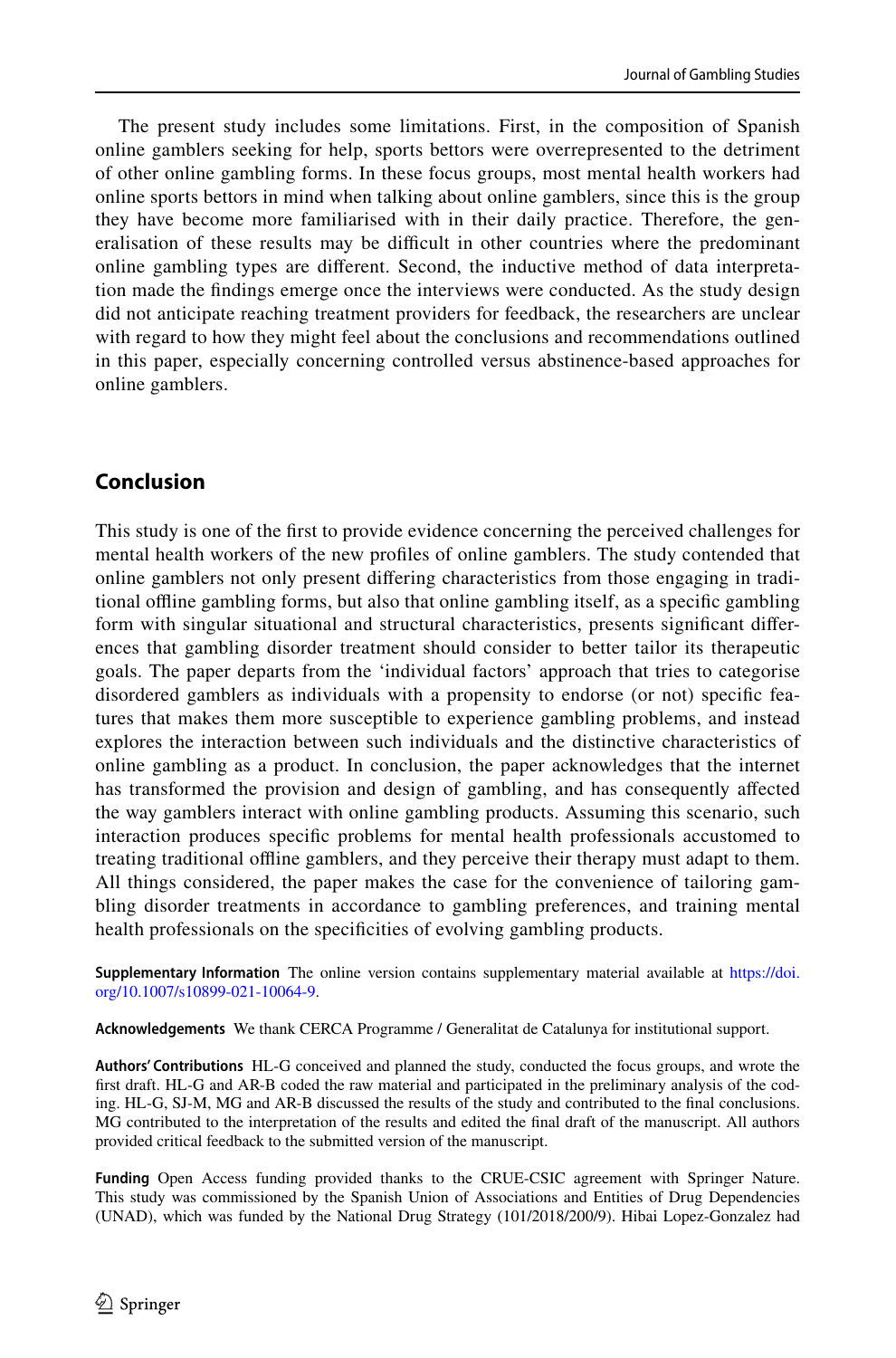The present study includes some limitations. First, in the composition of Spanish online gamblers seeking for help, sports bettors were overrepresented to the detriment of other online gambling forms. In these focus groups, most mental health workers had online sports bettors in mind when talking about online gamblers, since this is the group they have become more familiarised with in their daily practice. Therefore, the generalisation of these results may be difficult in other countries where the predominant online gambling types are different. Second, the inductive method of data interpretation made the findings emerge once the interviews were conducted. As the study design did not anticipate reaching treatment providers for feedback, the researchers are unclear with regard to how they might feel about the conclusions and recommendations outlined in this paper, especially concerning controlled versus abstinence-based approaches for online gamblers.

## Conclusion

This study is one of the first to provide evidence concerning the perceived challenges for mental health workers of the new profiles of online gamblers. The study contended that online gamblers not only present differing characteristics from those engaging in traditional offline gambling forms, but also that online gambling itself, as a specific gambling form with singular situational and structural characteristics, presents significant differences that gambling disorder treatment should consider to better tailor its therapeutic goals. The paper departs from the 'individual factors' approach that tries to categorise disordered gamblers as individuals with a propensity to endorse (or not) specific features that makes them more susceptible to experience gambling problems, and instead explores the interaction between such individuals and the distinctive characteristics of online gambling as a product. In conclusion, the paper acknowledges that the internet has transformed the provision and design of gambling, and has consequently affected the way gamblers interact with online gambling products. Assuming this scenario, such interaction produces specific problems for mental health professionals accustomed to treating traditional offline gamblers, and they perceive their therapy must adapt to them. All things considered, the paper makes the case for the convenience of tailoring gambling disorder treatments in accordance to gambling preferences, and training mental health professionals on the specificities of evolving gambling products.

**Supplementary Information** The online version contains supplementary material available at https://doi.org/10.1007/s10899-021-10064-9.

**Acknowledgements** We thank CERCA Programme / Generalitat de Catalunya for institutional support.

**Authors' Contributions** HL-G conceived and planned the study, conducted the focus groups, and wrote the first draft. HL-G and AR-B coded the raw material and participated in the preliminary analysis of the coding. HL-G, SJ-M, MG and AR-B discussed the results of the study and contributed to the final conclusions. MG contributed to the interpretation of the results and edited the final draft of the manuscript. All authors provided critical feedback to the submitted version of the manuscript.

**Funding** Open Access funding provided thanks to the CRUE-CSIC agreement with Springer Nature. This study was commissioned by the Spanish Union of Associations and Entities of Drug Dependencies (UNAD), which was funded by the National Drug Strategy (101/2018/200/9). Hibai Lopez-Gonzalez had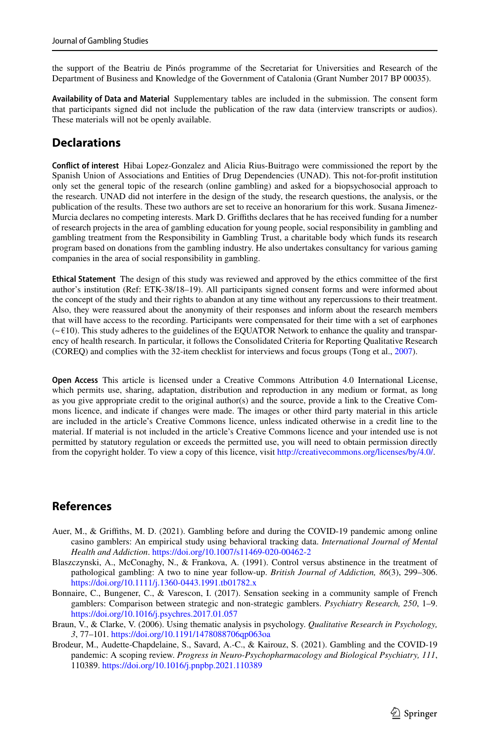the support of the Beatriu de Pinós programme of the Secretariat for Universities and Research of the Department of Business and Knowledge of the Government of Catalonia (Grant Number 2017 BP 00035).

**Availability of Data and Material** Supplementary tables are included in the submission. The consent form that participants signed did not include the publication of the raw data (interview transcripts or audios). These materials will not be openly available.

## Declarations

**Conflict of interest** Hibai Lopez-Gonzalez and Alicia Rius-Buitrago were commissioned the report by the Spanish Union of Associations and Entities of Drug Dependencies (UNAD). This not-for-profit institution only set the general topic of the research (online gambling) and asked for a biopsychosocial approach to the research. UNAD did not interfere in the design of the study, the research questions, the analysis, or the publication of the results. These two authors are set to receive an honorarium for this work. Susana Jimenez-Murcia declares no competing interests. Mark D. Griffiths declares that he has received funding for a number of research projects in the area of gambling education for young people, social responsibility in gambling and gambling treatment from the Responsibility in Gambling Trust, a charitable body which funds its research program based on donations from the gambling industry. He also undertakes consultancy for various gaming companies in the area of social responsibility in gambling.

**Ethical Statement** The design of this study was reviewed and approved by the ethics committee of the first author's institution (Ref: ETK-38/18–19). All participants signed consent forms and were informed about the concept of the study and their rights to abandon at any time without any repercussions to their treatment. Also, they were reassured about the anonymity of their responses and inform about the research members that will have access to the recording. Participants were compensated for their time with a set of earphones (~ €10). This study adheres to the guidelines of the EQUATOR Network to enhance the quality and transparency of health research. In particular, it follows the Consolidated Criteria for Reporting Qualitative Research (COREQ) and complies with the 32-item checklist for interviews and focus groups (Tong et al., 2007).

**Open Access** This article is licensed under a Creative Commons Attribution 4.0 International License, which permits use, sharing, adaptation, distribution and reproduction in any medium or format, as long as you give appropriate credit to the original author(s) and the source, provide a link to the Creative Commons licence, and indicate if changes were made. The images or other third party material in this article are included in the article's Creative Commons licence, unless indicated otherwise in a credit line to the material. If material is not included in the article's Creative Commons licence and your intended use is not permitted by statutory regulation or exceeds the permitted use, you will need to obtain permission directly from the copyright holder. To view a copy of this licence, visit http://creativecommons.org/licenses/by/4.0/.

## References

Auer, M., & Griffiths, M. D. (2021). Gambling before and during the COVID-19 pandemic among online casino gamblers: An empirical study using behavioral tracking data. *International Journal of Mental Health and Addiction*. https://doi.org/10.1007/s11469-020-00462-2

Blaszczynski, A., McConaghy, N., & Frankova, A. (1991). Control versus abstinence in the treatment of pathological gambling: A two to nine year follow-up. *British Journal of Addiction, 86*(3), 299–306. https://doi.org/10.1111/j.1360-0443.1991.tb01782.x

Bonnaire, C., Bungener, C., & Varescon, I. (2017). Sensation seeking in a community sample of French gamblers: Comparison between strategic and non-strategic gamblers. *Psychiatry Research, 250*, 1–9. https://doi.org/10.1016/j.psychres.2017.01.057

Braun, V., & Clarke, V. (2006). Using thematic analysis in psychology. *Qualitative Research in Psychology, 3*, 77–101. https://doi.org/10.1191/1478088706qp063oa

Brodeur, M., Audette-Chapdelaine, S., Savard, A.-C., & Kairouz, S. (2021). Gambling and the COVID-19 pandemic: A scoping review. *Progress in Neuro-Psychopharmacology and Biological Psychiatry, 111*, 110389. https://doi.org/10.1016/j.pnpbp.2021.110389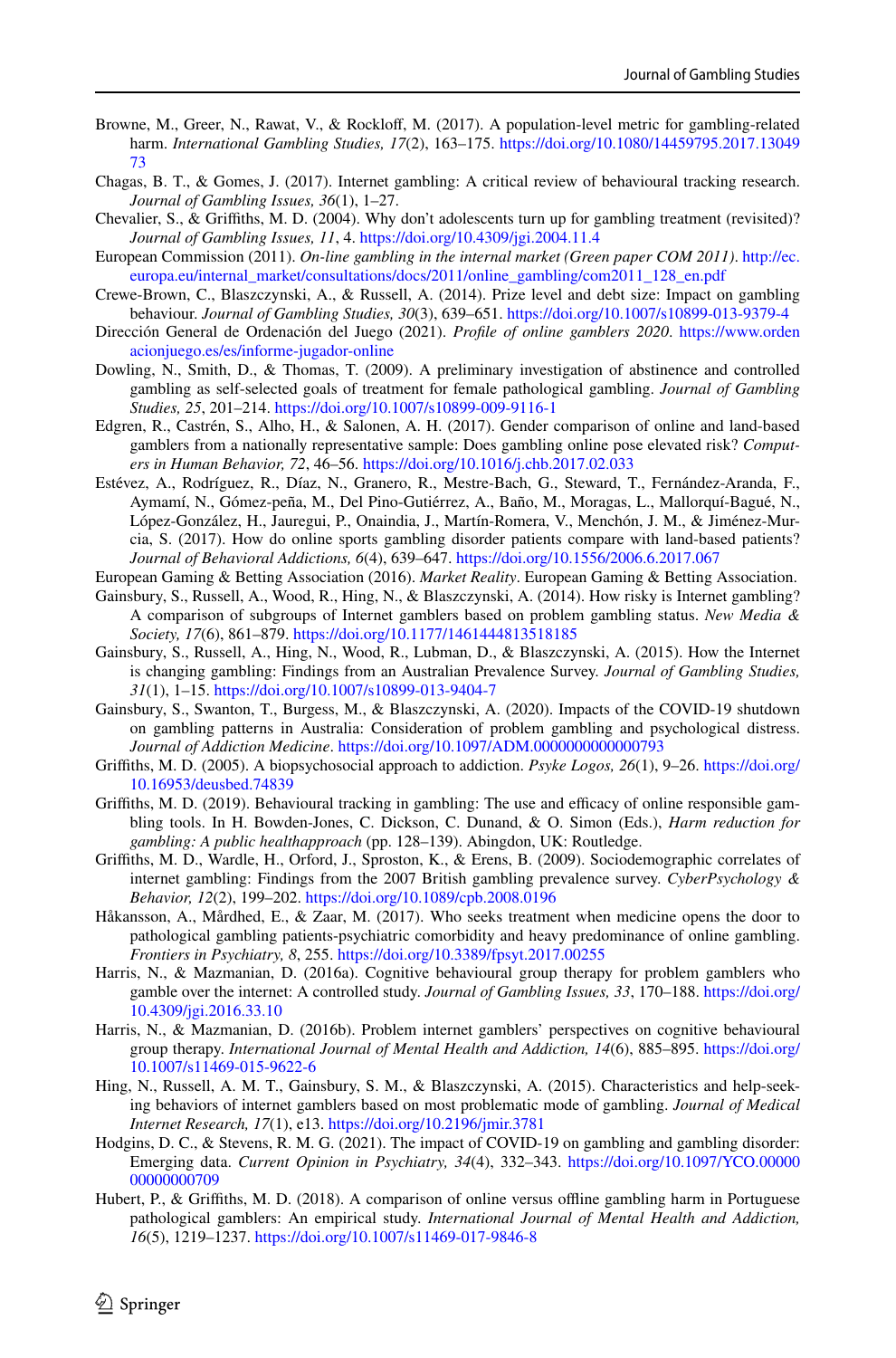Browne, M., Greer, N., Rawat, V., & Rockloff, M. (2017). A population-level metric for gambling-related harm. *International Gambling Studies, 17*(2), 163–175. https://doi.org/10.1080/14459795.2017.1304973

Chagas, B. T., & Gomes, J. (2017). Internet gambling: A critical review of behavioural tracking research. *Journal of Gambling Issues, 36*(1), 1–27.

Chevalier, S., & Griffiths, M. D. (2004). Why don't adolescents turn up for gambling treatment (revisited)? *Journal of Gambling Issues, 11*, 4. https://doi.org/10.4309/jgi.2004.11.4

European Commission (2011). *On-line gambling in the internal market (Green paper COM 2011)*. http://ec.europa.eu/internal_market/consultations/docs/2011/online_gambling/com2011_128_en.pdf

Crewe-Brown, C., Blaszczynski, A., & Russell, A. (2014). Prize level and debt size: Impact on gambling behaviour. *Journal of Gambling Studies, 30*(3), 639–651. https://doi.org/10.1007/s10899-013-9379-4

Dirección General de Ordenación del Juego (2021). *Profile of online gamblers 2020*. https://www.ordenacionjuego.es/es/informe-jugador-online

Dowling, N., Smith, D., & Thomas, T. (2009). A preliminary investigation of abstinence and controlled gambling as self-selected goals of treatment for female pathological gambling. *Journal of Gambling Studies, 25*, 201–214. https://doi.org/10.1007/s10899-009-9116-1

Edgren, R., Castrén, S., Alho, H., & Salonen, A. H. (2017). Gender comparison of online and land-based gamblers from a nationally representative sample: Does gambling online pose elevated risk? *Computers in Human Behavior, 72*, 46–56. https://doi.org/10.1016/j.chb.2017.02.033

Estévez, A., Rodríguez, R., Díaz, N., Granero, R., Mestre-Bach, G., Steward, T., Fernández-Aranda, F., Aymamí, N., Gómez-peña, M., Del Pino-Gutiérrez, A., Baño, M., Moragas, L., Mallorquí-Bagué, N., López-González, H., Jauregui, P., Onaindia, J., Martín-Romera, V., Menchón, J. M., & Jiménez-Murcia, S. (2017). How do online sports gambling disorder patients compare with land-based patients? *Journal of Behavioral Addictions, 6*(4), 639–647. https://doi.org/10.1556/2006.6.2017.067

European Gaming & Betting Association (2016). *Market Reality*. European Gaming & Betting Association.

Gainsbury, S., Russell, A., Wood, R., Hing, N., & Blaszczynski, A. (2014). How risky is Internet gambling? A comparison of subgroups of Internet gamblers based on problem gambling status. *New Media & Society, 17*(6), 861–879. https://doi.org/10.1177/1461444813518185

Gainsbury, S., Russell, A., Hing, N., Wood, R., Lubman, D., & Blaszczynski, A. (2015). How the Internet is changing gambling: Findings from an Australian Prevalence Survey. *Journal of Gambling Studies, 31*(1), 1–15. https://doi.org/10.1007/s10899-013-9404-7

Gainsbury, S., Swanton, T., Burgess, M., & Blaszczynski, A. (2020). Impacts of the COVID-19 shutdown on gambling patterns in Australia: Consideration of problem gambling and psychological distress. *Journal of Addiction Medicine*. https://doi.org/10.1097/ADM.0000000000000793

Griffiths, M. D. (2005). A biopsychosocial approach to addiction. *Psyke Logos, 26*(1), 9–26. https://doi.org/10.16953/deusbed.74839

Griffiths, M. D. (2019). Behavioural tracking in gambling: The use and efficacy of online responsible gambling tools. In H. Bowden-Jones, C. Dickson, C. Dunand, & O. Simon (Eds.), *Harm reduction for gambling: A public healthapproach* (pp. 128–139). Abingdon, UK: Routledge.

Griffiths, M. D., Wardle, H., Orford, J., Sproston, K., & Erens, B. (2009). Sociodemographic correlates of internet gambling: Findings from the 2007 British gambling prevalence survey. *CyberPsychology & Behavior, 12*(2), 199–202. https://doi.org/10.1089/cpb.2008.0196

Håkansson, A., Mårdhed, E., & Zaar, M. (2017). Who seeks treatment when medicine opens the door to pathological gambling patients-psychiatric comorbidity and heavy predominance of online gambling. *Frontiers in Psychiatry, 8*, 255. https://doi.org/10.3389/fpsyt.2017.00255

Harris, N., & Mazmanian, D. (2016a). Cognitive behavioural group therapy for problem gamblers who gamble over the internet: A controlled study. *Journal of Gambling Issues, 33*, 170–188. https://doi.org/10.4309/jgi.2016.33.10

Harris, N., & Mazmanian, D. (2016b). Problem internet gamblers' perspectives on cognitive behavioural group therapy. *International Journal of Mental Health and Addiction, 14*(6), 885–895. https://doi.org/10.1007/s11469-015-9622-6

Hing, N., Russell, A. M. T., Gainsbury, S. M., & Blaszczynski, A. (2015). Characteristics and help-seeking behaviors of internet gamblers based on most problematic mode of gambling. *Journal of Medical Internet Research, 17*(1), e13. https://doi.org/10.2196/jmir.3781

Hodgins, D. C., & Stevens, R. M. G. (2021). The impact of COVID-19 on gambling and gambling disorder: Emerging data. *Current Opinion in Psychiatry, 34*(4), 332–343. https://doi.org/10.1097/YCO.0000000000000709

Hubert, P., & Griffiths, M. D. (2018). A comparison of online versus offline gambling harm in Portuguese pathological gamblers: An empirical study. *International Journal of Mental Health and Addiction, 16*(5), 1219–1237. https://doi.org/10.1007/s11469-017-9846-8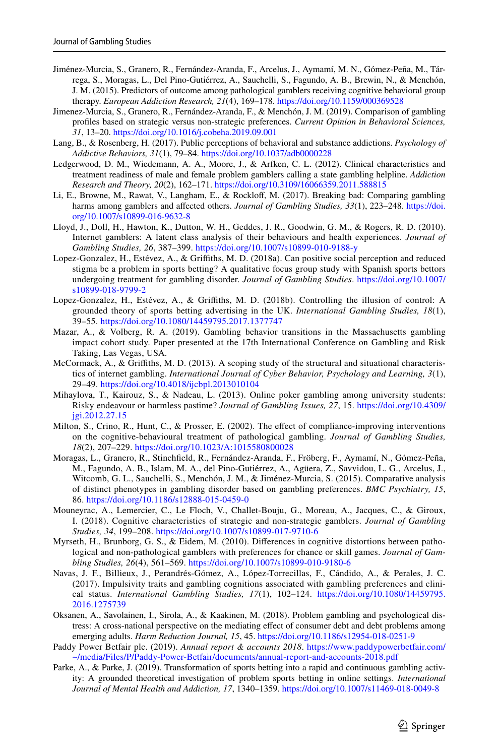Jiménez-Murcia, S., Granero, R., Fernández-Aranda, F., Arcelus, J., Aymamí, M. N., Gómez-Peña, M., Tárrega, S., Moragas, L., Del Pino-Gutiérrez, A., Sauchelli, S., Fagundo, A. B., Brewin, N., & Menchón, J. M. (2015). Predictors of outcome among pathological gamblers receiving cognitive behavioral group therapy. *European Addiction Research, 21*(4), 169–178. https://doi.org/10.1159/000369528

Jimenez-Murcia, S., Granero, R., Fernández-Aranda, F., & Menchón, J. M. (2019). Comparison of gambling profiles based on strategic versus non-strategic preferences. *Current Opinion in Behavioral Sciences, 31*, 13–20. https://doi.org/10.1016/j.cobeha.2019.09.001

Lang, B., & Rosenberg, H. (2017). Public perceptions of behavioral and substance addictions. *Psychology of Addictive Behaviors, 31*(1), 79–84. https://doi.org/10.1037/adb0000228

Ledgerwood, D. M., Wiedemann, A. A., Moore, J., & Arfken, C. L. (2012). Clinical characteristics and treatment readiness of male and female problem gamblers calling a state gambling helpline. *Addiction Research and Theory, 20*(2), 162–171. https://doi.org/10.3109/16066359.2011.588815

Li, E., Browne, M., Rawat, V., Langham, E., & Rockloff, M. (2017). Breaking bad: Comparing gambling harms among gamblers and affected others. *Journal of Gambling Studies, 33*(1), 223–248. https://doi.org/10.1007/s10899-016-9632-8

Lloyd, J., Doll, H., Hawton, K., Dutton, W. H., Geddes, J. R., Goodwin, G. M., & Rogers, R. D. (2010). Internet gamblers: A latent class analysis of their behaviours and health experiences. *Journal of Gambling Studies, 26*, 387–399. https://doi.org/10.1007/s10899-010-9188-y

Lopez-Gonzalez, H., Estévez, A., & Griffiths, M. D. (2018a). Can positive social perception and reduced stigma be a problem in sports betting? A qualitative focus group study with Spanish sports bettors undergoing treatment for gambling disorder. *Journal of Gambling Studies*. https://doi.org/10.1007/s10899-018-9799-2

Lopez-Gonzalez, H., Estévez, A., & Griffiths, M. D. (2018b). Controlling the illusion of control: A grounded theory of sports betting advertising in the UK. *International Gambling Studies, 18*(1), 39–55. https://doi.org/10.1080/14459795.2017.1377747

Mazar, A., & Volberg, R. A. (2019). Gambling behavior transitions in the Massachusetts gambling impact cohort study. Paper presented at the 17th International Conference on Gambling and Risk Taking, Las Vegas, USA.

McCormack, A., & Griffiths, M. D. (2013). A scoping study of the structural and situational characteristics of internet gambling. *International Journal of Cyber Behavior, Psychology and Learning, 3*(1), 29–49. https://doi.org/10.4018/ijcbpl.2013010104

Mihaylova, T., Kairouz, S., & Nadeau, L. (2013). Online poker gambling among university students: Risky endeavour or harmless pastime? *Journal of Gambling Issues, 27*, 15. https://doi.org/10.4309/jgi.2012.27.15

Milton, S., Crino, R., Hunt, C., & Prosser, E. (2002). The effect of compliance-improving interventions on the cognitive-behavioural treatment of pathological gambling. *Journal of Gambling Studies, 18*(2), 207–229. https://doi.org/10.1023/A:1015580800028

Moragas, L., Granero, R., Stinchfield, R., Fernández-Aranda, F., Fröberg, F., Aymamí, N., Gómez-Peña, M., Fagundo, A. B., Islam, M. A., del Pino-Gutiérrez, A., Agüera, Z., Savvidou, L. G., Arcelus, J., Witcomb, G. L., Sauchelli, S., Menchón, J. M., & Jiménez-Murcia, S. (2015). Comparative analysis of distinct phenotypes in gambling disorder based on gambling preferences. *BMC Psychiatry, 15*, 86. https://doi.org/10.1186/s12888-015-0459-0

Mouneyrac, A., Lemercier, C., Le Floch, V., Challet-Bouju, G., Moreau, A., Jacques, C., & Giroux, I. (2018). Cognitive characteristics of strategic and non-strategic gamblers. *Journal of Gambling Studies, 34*, 199–208. https://doi.org/10.1007/s10899-017-9710-6

Myrseth, H., Brunborg, G. S., & Eidem, M. (2010). Differences in cognitive distortions between pathological and non-pathological gamblers with preferences for chance or skill games. *Journal of Gambling Studies, 26*(4), 561–569. https://doi.org/10.1007/s10899-010-9180-6

Navas, J. F., Billieux, J., Perandrés-Gómez, A., López-Torrecillas, F., Cándido, A., & Perales, J. C. (2017). Impulsivity traits and gambling cognitions associated with gambling preferences and clinical status. *International Gambling Studies, 17*(1), 102–124. https://doi.org/10.1080/14459795.2016.1275739

Oksanen, A., Savolainen, I., Sirola, A., & Kaakinen, M. (2018). Problem gambling and psychological distress: A cross-national perspective on the mediating effect of consumer debt and debt problems among emerging adults. *Harm Reduction Journal, 15*, 45. https://doi.org/10.1186/s12954-018-0251-9

Paddy Power Betfair plc. (2019). *Annual report & accounts 2018*. https://www.paddypowerbetfair.com/~/media/Files/P/Paddy-Power-Betfair/documents/annual-report-and-accounts-2018.pdf

Parke, A., & Parke, J. (2019). Transformation of sports betting into a rapid and continuous gambling activity: A grounded theoretical investigation of problem sports betting in online settings. *International Journal of Mental Health and Addiction, 17*, 1340–1359. https://doi.org/10.1007/s11469-018-0049-8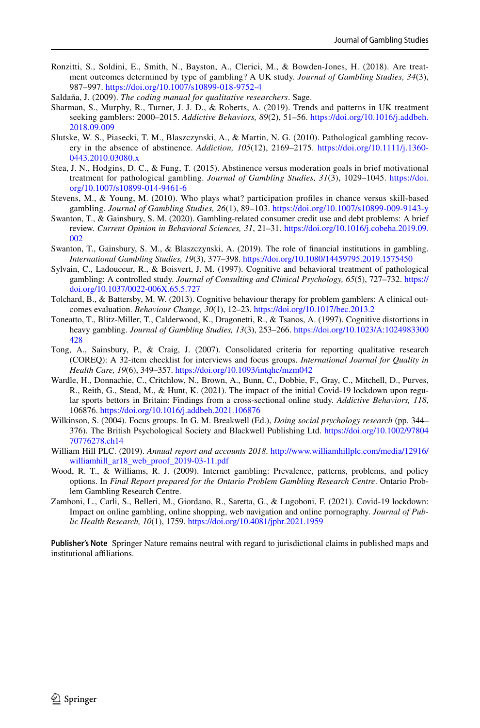Ronzitti, S., Soldini, E., Smith, N., Bayston, A., Clerici, M., & Bowden-Jones, H. (2018). Are treatment outcomes determined by type of gambling? A UK study. *Journal of Gambling Studies, 34*(3), 987–997. https://doi.org/10.1007/s10899-018-9752-4

Saldaña, J. (2009). *The coding manual for qualitative researchers*. Sage.

Sharman, S., Murphy, R., Turner, J. J. D., & Roberts, A. (2019). Trends and patterns in UK treatment seeking gamblers: 2000–2015. *Addictive Behaviors, 89*(2), 51–56. https://doi.org/10.1016/j.addbeh.2018.09.009

Slutske, W. S., Piasecki, T. M., Blaszczynski, A., & Martin, N. G. (2010). Pathological gambling recovery in the absence of abstinence. *Addiction, 105*(12), 2169–2175. https://doi.org/10.1111/j.1360-0443.2010.03080.x

Stea, J. N., Hodgins, D. C., & Fung, T. (2015). Abstinence versus moderation goals in brief motivational treatment for pathological gambling. *Journal of Gambling Studies, 31*(3), 1029–1045. https://doi.org/10.1007/s10899-014-9461-6

Stevens, M., & Young, M. (2010). Who plays what? participation profiles in chance versus skill-based gambling. *Journal of Gambling Studies, 26*(1), 89–103. https://doi.org/10.1007/s10899-009-9143-y

Swanton, T., & Gainsbury, S. M. (2020). Gambling-related consumer credit use and debt problems: A brief review. *Current Opinion in Behavioral Sciences, 31*, 21–31. https://doi.org/10.1016/j.cobeha.2019.09.002

Swanton, T., Gainsbury, S. M., & Blaszczynski, A. (2019). The role of financial institutions in gambling. *International Gambling Studies, 19*(3), 377–398. https://doi.org/10.1080/14459795.2019.1575450

Sylvain, C., Ladouceur, R., & Boisvert, J. M. (1997). Cognitive and behavioral treatment of pathological gambling: A controlled study. *Journal of Consulting and Clinical Psychology, 65*(5), 727–732. https://doi.org/10.1037/0022-006X.65.5.727

Tolchard, B., & Battersby, M. W. (2013). Cognitive behaviour therapy for problem gamblers: A clinical outcomes evaluation. *Behaviour Change, 30*(1), 12–23. https://doi.org/10.1017/bec.2013.2

Toneatto, T., Blitz-Miller, T., Calderwood, K., Dragonetti, R., & Tsanos, A. (1997). Cognitive distortions in heavy gambling. *Journal of Gambling Studies, 13*(3), 253–266. https://doi.org/10.1023/A:1024983300428

Tong, A., Sainsbury, P., & Craig, J. (2007). Consolidated criteria for reporting qualitative research (COREQ): A 32-item checklist for interviews and focus groups. *International Journal for Quality in Health Care, 19*(6), 349–357. https://doi.org/10.1093/intqhc/mzm042

Wardle, H., Donnachie, C., Critchlow, N., Brown, A., Bunn, C., Dobbie, F., Gray, C., Mitchell, D., Purves, R., Reith, G., Stead, M., & Hunt, K. (2021). The impact of the initial Covid-19 lockdown upon regular sports bettors in Britain: Findings from a cross-sectional online study. *Addictive Behaviors, 118*, 106876. https://doi.org/10.1016/j.addbeh.2021.106876

Wilkinson, S. (2004). Focus groups. In G. M. Breakwell (Ed.), *Doing social psychology research* (pp. 344–376). The British Psychological Society and Blackwell Publishing Ltd. https://doi.org/10.1002/9780470776278.ch14

William Hill PLC. (2019). *Annual report and accounts 2018*. http://www.williamhillplc.com/media/12916/williamhill_ar18_web_proof_2019-03-11.pdf

Wood, R. T., & Williams, R. J. (2009). Internet gambling: Prevalence, patterns, problems, and policy options. In *Final Report prepared for the Ontario Problem Gambling Research Centre*. Ontario Problem Gambling Research Centre.

Zamboni, L., Carli, S., Belleri, M., Giordano, R., Saretta, G., & Lugoboni, F. (2021). Covid-19 lockdown: Impact on online gambling, online shopping, web navigation and online pornography. *Journal of Public Health Research, 10*(1), 1759. https://doi.org/10.4081/jphr.2021.1959

**Publisher's Note** Springer Nature remains neutral with regard to jurisdictional claims in published maps and institutional affiliations.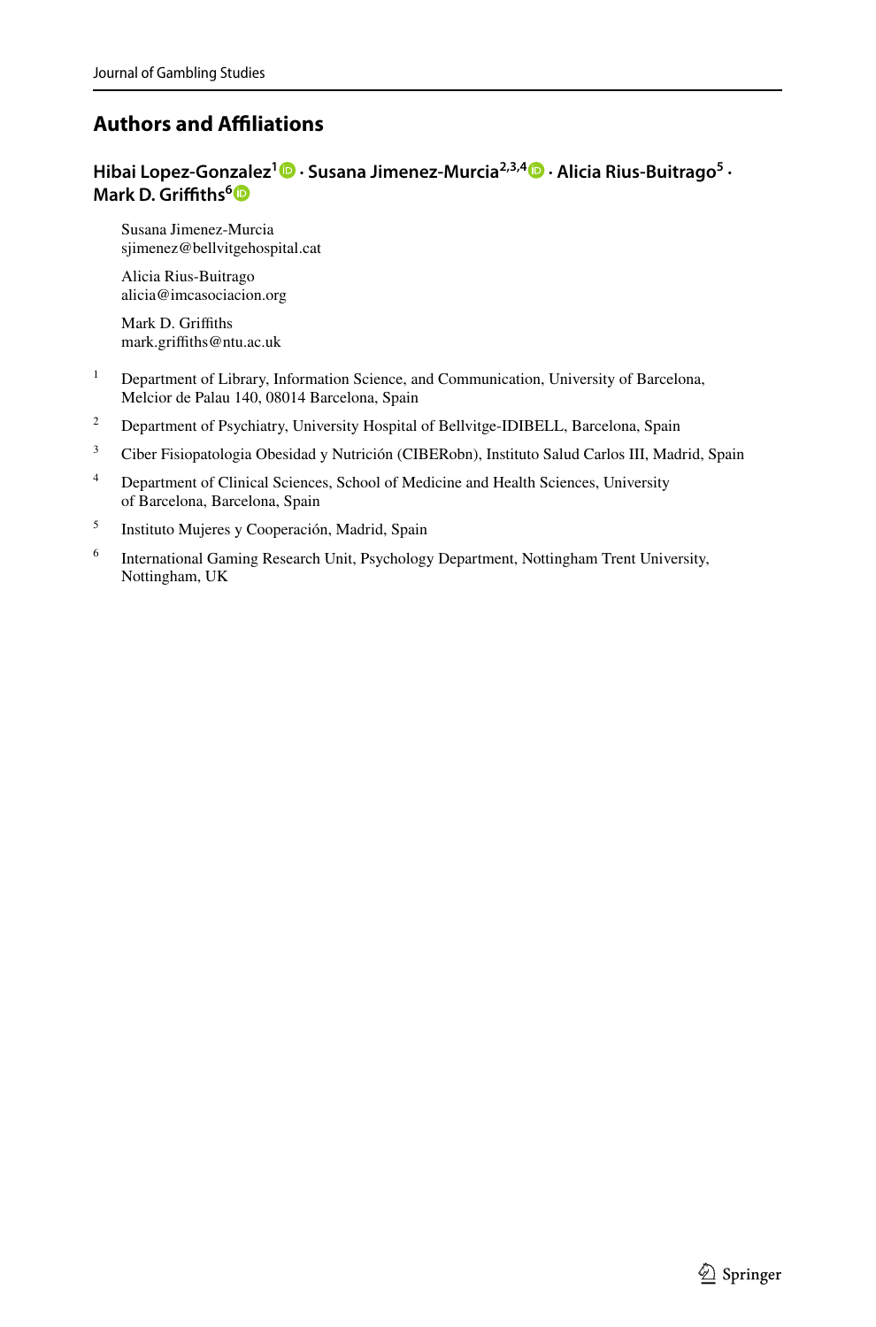## Authors and Affiliations

**Hibai Lopez-Gonzalez**[1] · **Susana Jimenez-Murcia**[2,3,4] · **Alicia Rius-Buitrago**[5] · **Mark D. Griffiths**[6]

Susana Jimenez-Murcia
sjimenez@bellvitgehospital.cat

Alicia Rius-Buitrago
alicia@imcasociacion.org

Mark D. Griffiths
mark.griffiths@ntu.ac.uk

[1] Department of Library, Information Science, and Communication, University of Barcelona, Melcior de Palau 140, 08014 Barcelona, Spain

[2] Department of Psychiatry, University Hospital of Bellvitge-IDIBELL, Barcelona, Spain

[3] Ciber Fisiopatologia Obesidad y Nutrición (CIBERobn), Instituto Salud Carlos III, Madrid, Spain

[4] Department of Clinical Sciences, School of Medicine and Health Sciences, University of Barcelona, Barcelona, Spain

[5] Instituto Mujeres y Cooperación, Madrid, Spain

[6] International Gaming Research Unit, Psychology Department, Nottingham Trent University, Nottingham, UK